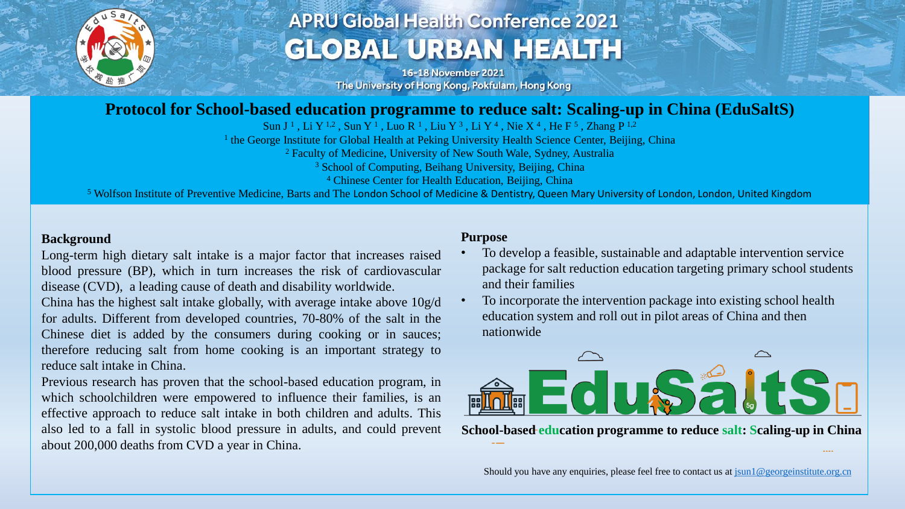APRU Global Health Conference 2021

GLOBAL URBAN HEALTH

16-18 November 2021

The University of Hong Kong, Pokfulam, Hong Kong

# Protocol for School-based education programme to reduce salt: Scaling-up in China (EduSaltS)

Sun J [1], Li Y [1,2], Sun Y [1], Luo R [1], Liu Y [3], Li Y [4], Nie X [4], He F [5], Zhang P [1,2]

[1] the George Institute for Global Health at Peking University Health Science Center, Beijing, China

[2] Faculty of Medicine, University of New South Wale, Sydney, Australia

[3] School of Computing, Beihang University, Beijing, China

[4] Chinese Center for Health Education, Beijing, China

[5] Wolfson Institute of Preventive Medicine, Barts and The London School of Medicine & Dentistry, Queen Mary University of London, London, United Kingdom

## Background

Long-term high dietary salt intake is a major factor that increases raised blood pressure (BP), which in turn increases the risk of cardiovascular disease (CVD), a leading cause of death and disability worldwide.

China has the highest salt intake globally, with average intake above 10g/d for adults. Different from developed countries, 70-80% of the salt in the Chinese diet is added by the consumers during cooking or in sauces; therefore reducing salt from home cooking is an important strategy to reduce salt intake in China.

Previous research has proven that the school-based education program, in which schoolchildren were empowered to influence their families, is an effective approach to reduce salt intake in both children and adults. This also led to a fall in systolic blood pressure in adults, and could prevent about 200,000 deaths from CVD a year in China.

## Purpose

- To develop a feasible, sustainable and adaptable intervention service package for salt reduction education targeting primary school students and their families
- To incorporate the intervention package into existing school health education system and roll out in pilot areas of China and then nationwide

EduSaltS

**School-based education programme to reduce salt: Scaling-up in China**

Should you have any enquiries, please feel free to contact us at jsun1@georgeinstitute.org.cn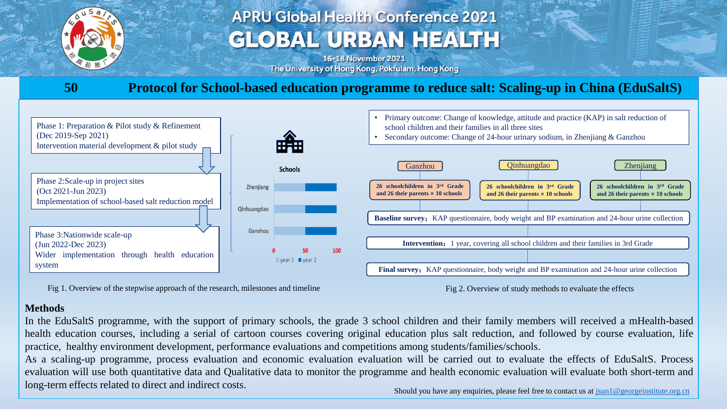# APRU Global Health Conference 2021

# GLOBAL URBAN HEALTH

16-18 November 2021
The University of Hong Kong, Pokfulam, Hong Kong

## 50 Protocol for School-based education programme to reduce salt: Scaling-up in China (EduSaltS)

Phase 1: Preparation & Pilot study & Refinement
(Dec 2019-Sep 2021)
Intervention material development & pilot study

Phase 2:Scale-up in project sites
(Oct 2021-Jun 2023)
Implementation of school-based salt reduction model

Phase 3:Nationwide scale-up
(Jun 2022-Dec 2023)
Wider implementation through health education system

Schools

Zhenjiang, Qinhuangdao, Ganzhou (0, 50, 100; year 1, year 2)

Fig 1. Overview of the stepwise approach of the research, milestones and timeline

- Primary outcome: Change of knowledge, attitude and practice (KAP) in salt reduction of school children and their families in all three sites
- Secondary outcome: Change of 24-hour urinary sodium, in Zhenjiang & Ganzhou

| Ganzhou | Qinhuangdao | Zhenjiang |
| --- | --- | --- |
| 26 schoolchildren in 3rd Grade and 26 their parents × 10 schools | 26 schoolchildren in 3rd Grade and 26 their parents × 10 schools | 26 schoolchildren in 3rd Grade and 26 their parents × 10 schools |

**Baseline survey**：KAP questionnaire, body weight and BP examination and 24-hour urine collection

**Intervention**：1 year, covering all school children and their families in 3rd Grade

**Final survey**：KAP questionnaire, body weight and BP examination and 24-hour urine collection

Fig 2. Overview of study methods to evaluate the effects

### Methods

In the EduSaltS programme, with the support of primary schools, the grade 3 school children and their family members will received a mHealth-based health education courses, including a serial of cartoon courses covering original education plus salt reduction, and followed by course evaluation, life practice, healthy environment development, performance evaluations and competitions among students/families/schools.

As a scaling-up programme, process evaluation and economic evaluation evaluation will be carried out to evaluate the effects of EduSaltS. Process evaluation will use both quantitative data and Qualitative data to monitor the programme and health economic evaluation will evaluate both short-term and long-term effects related to direct and indirect costs.

Should you have any enquiries, please feel free to contact us at jsun1@georgeinstitute.org.cn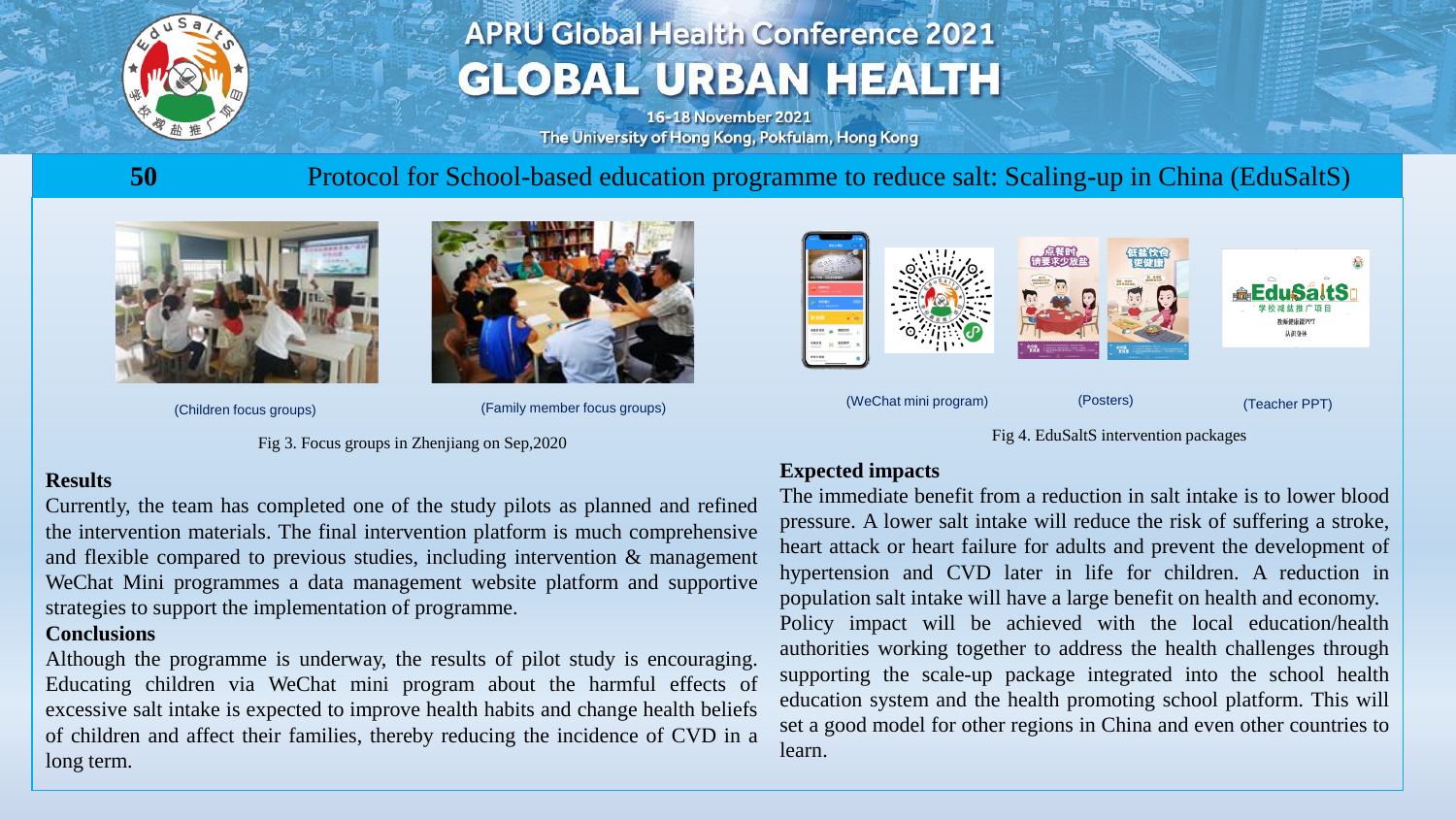# APRU Global Health Conference 2021

## GLOBAL URBAN HEALTH

16-18 November 2021

The University of Hong Kong, Pokfulam, Hong Kong

## 50 Protocol for School-based education programme to reduce salt: Scaling-up in China (EduSaltS)

(Children focus groups) (Family member focus groups)

Fig 3. Focus groups in Zhenjiang on Sep,2020

(WeChat mini program) (Posters) (Teacher PPT)

Fig 4. EduSaltS intervention packages

### Results

Currently, the team has completed one of the study pilots as planned and refined the intervention materials. The final intervention platform is much comprehensive and flexible compared to previous studies, including intervention & management WeChat Mini programmes a data management website platform and supportive strategies to support the implementation of programme.

### Conclusions

Although the programme is underway, the results of pilot study is encouraging. Educating children via WeChat mini program about the harmful effects of excessive salt intake is expected to improve health habits and change health beliefs of children and affect their families, thereby reducing the incidence of CVD in a long term.

### Expected impacts

The immediate benefit from a reduction in salt intake is to lower blood pressure. A lower salt intake will reduce the risk of suffering a stroke, heart attack or heart failure for adults and prevent the development of hypertension and CVD later in life for children. A reduction in population salt intake will have a large benefit on health and economy.

Policy impact will be achieved with the local education/health authorities working together to address the health challenges through supporting the scale-up package integrated into the school health education system and the health promoting school platform. This will set a good model for other regions in China and even other countries to learn.